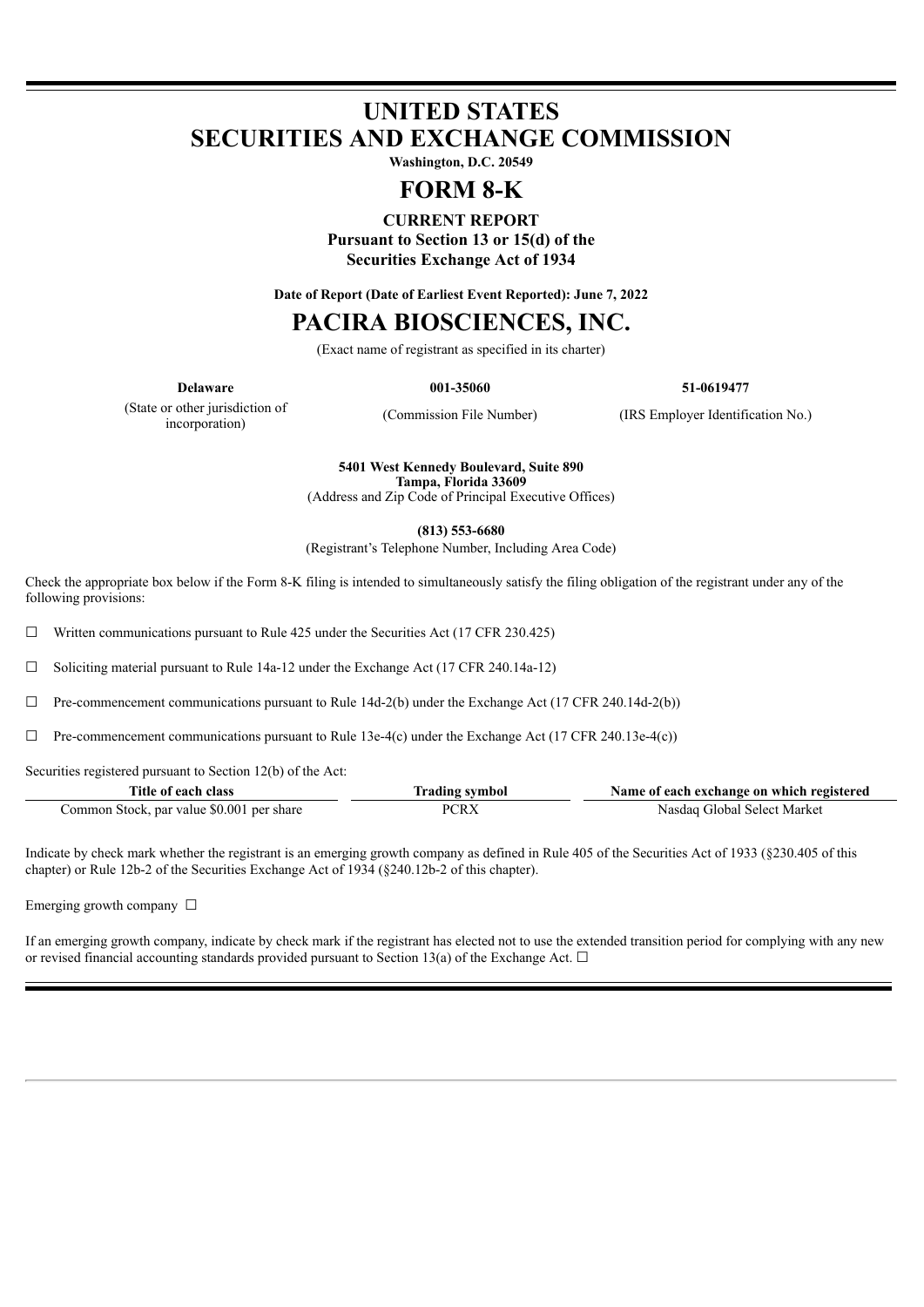# UNITED STATES
# SECURITIES AND EXCHANGE COMMISSION

**Washington, D.C. 20549**

# FORM 8-K

**CURRENT REPORT**
**Pursuant to Section 13 or 15(d) of the**
**Securities Exchange Act of 1934**

**Date of Report (Date of Earliest Event Reported): June 7, 2022**

# PACIRA BIOSCIENCES, INC.

(Exact name of registrant as specified in its charter)

| **Delaware** | **001-35060** | **51-0619477** |
|---|---|---|
| (State or other jurisdiction of incorporation) | (Commission File Number) | (IRS Employer Identification No.) |

**5401 West Kennedy Boulevard, Suite 890**
**Tampa, Florida 33609**
(Address and Zip Code of Principal Executive Offices)

**(813) 553-6680**
(Registrant's Telephone Number, Including Area Code)

Check the appropriate box below if the Form 8-K filing is intended to simultaneously satisfy the filing obligation of the registrant under any of the following provisions:

☐ Written communications pursuant to Rule 425 under the Securities Act (17 CFR 230.425)

☐ Soliciting material pursuant to Rule 14a-12 under the Exchange Act (17 CFR 240.14a-12)

☐ Pre-commencement communications pursuant to Rule 14d-2(b) under the Exchange Act (17 CFR 240.14d-2(b))

☐ Pre-commencement communications pursuant to Rule 13e-4(c) under the Exchange Act (17 CFR 240.13e-4(c))

Securities registered pursuant to Section 12(b) of the Act:

| Title of each class | Trading symbol | Name of each exchange on which registered |
|---|---|---|
| Common Stock, par value $0.001 per share | PCRX | Nasdaq Global Select Market |

Indicate by check mark whether the registrant is an emerging growth company as defined in Rule 405 of the Securities Act of 1933 (§230.405 of this chapter) or Rule 12b-2 of the Securities Exchange Act of 1934 (§240.12b-2 of this chapter).

Emerging growth company ☐

If an emerging growth company, indicate by check mark if the registrant has elected not to use the extended transition period for complying with any new or revised financial accounting standards provided pursuant to Section 13(a) of the Exchange Act. ☐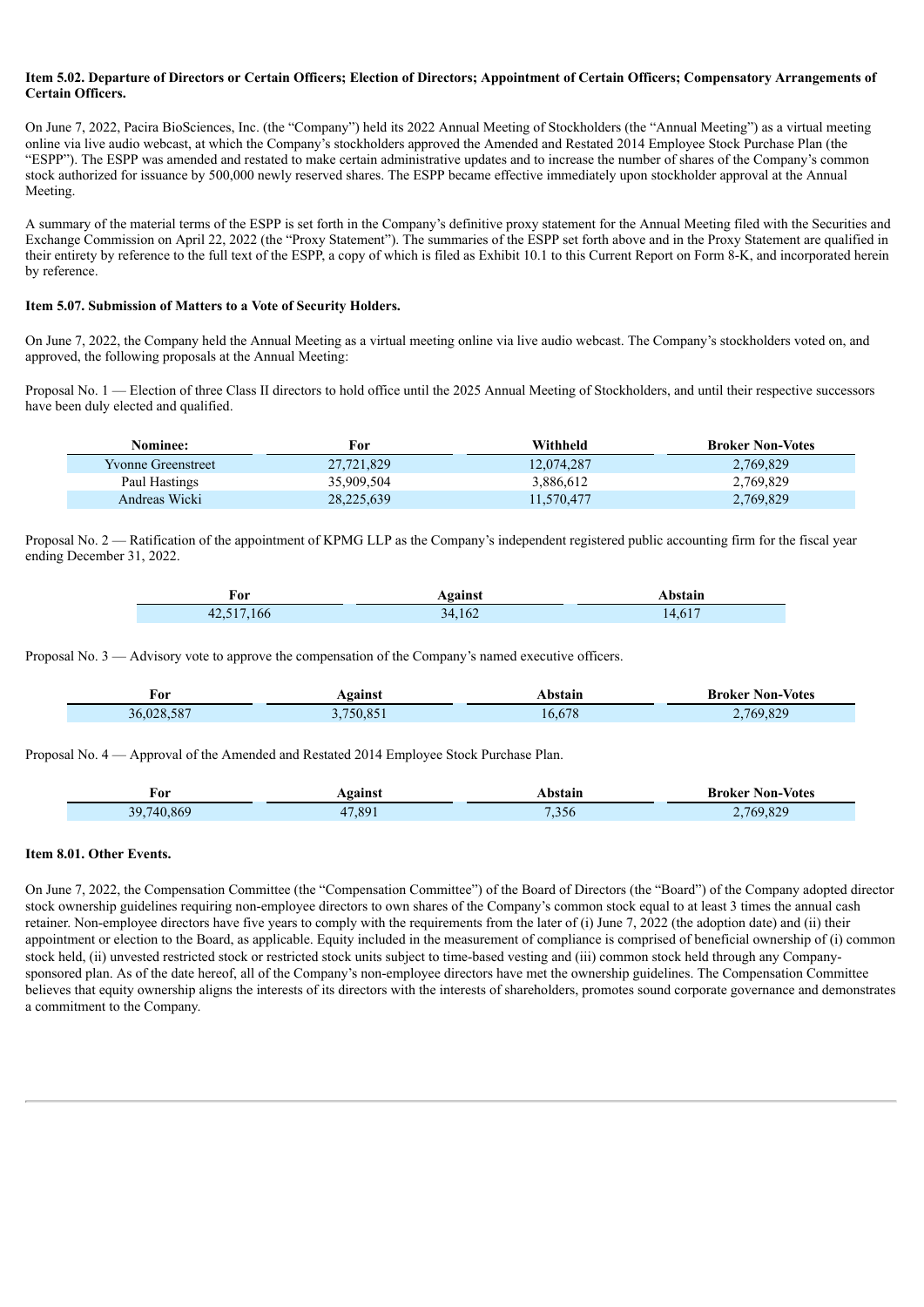**Item 5.02. Departure of Directors or Certain Officers; Election of Directors; Appointment of Certain Officers; Compensatory Arrangements of Certain Officers.**

On June 7, 2022, Pacira BioSciences, Inc. (the "Company") held its 2022 Annual Meeting of Stockholders (the "Annual Meeting") as a virtual meeting online via live audio webcast, at which the Company's stockholders approved the Amended and Restated 2014 Employee Stock Purchase Plan (the "ESPP"). The ESPP was amended and restated to make certain administrative updates and to increase the number of shares of the Company's common stock authorized for issuance by 500,000 newly reserved shares. The ESPP became effective immediately upon stockholder approval at the Annual Meeting.

A summary of the material terms of the ESPP is set forth in the Company's definitive proxy statement for the Annual Meeting filed with the Securities and Exchange Commission on April 22, 2022 (the "Proxy Statement"). The summaries of the ESPP set forth above and in the Proxy Statement are qualified in their entirety by reference to the full text of the ESPP, a copy of which is filed as Exhibit 10.1 to this Current Report on Form 8-K, and incorporated herein by reference.

**Item 5.07. Submission of Matters to a Vote of Security Holders.**

On June 7, 2022, the Company held the Annual Meeting as a virtual meeting online via live audio webcast. The Company's stockholders voted on, and approved, the following proposals at the Annual Meeting:

Proposal No. 1 — Election of three Class II directors to hold office until the 2025 Annual Meeting of Stockholders, and until their respective successors have been duly elected and qualified.

| Nominee: | For | Withheld | Broker Non-Votes |
|---|---|---|---|
| Yvonne Greenstreet | 27,721,829 | 12,074,287 | 2,769,829 |
| Paul Hastings | 35,909,504 | 3,886,612 | 2,769,829 |
| Andreas Wicki | 28,225,639 | 11,570,477 | 2,769,829 |

Proposal No. 2 — Ratification of the appointment of KPMG LLP as the Company's independent registered public accounting firm for the fiscal year ending December 31, 2022.

| For | Against | Abstain |
|---|---|---|
| 42,517,166 | 34,162 | 14,617 |

Proposal No. 3 — Advisory vote to approve the compensation of the Company's named executive officers.

| For | Against | Abstain | Broker Non-Votes |
|---|---|---|---|
| 36,028,587 | 3,750,851 | 16,678 | 2,769,829 |

Proposal No. 4 — Approval of the Amended and Restated 2014 Employee Stock Purchase Plan.

| For | Against | Abstain | Broker Non-Votes |
|---|---|---|---|
| 39,740,869 | 47,891 | 7,356 | 2,769,829 |

**Item 8.01. Other Events.**

On June 7, 2022, the Compensation Committee (the "Compensation Committee") of the Board of Directors (the "Board") of the Company adopted director stock ownership guidelines requiring non-employee directors to own shares of the Company's common stock equal to at least 3 times the annual cash retainer. Non-employee directors have five years to comply with the requirements from the later of (i) June 7, 2022 (the adoption date) and (ii) their appointment or election to the Board, as applicable. Equity included in the measurement of compliance is comprised of beneficial ownership of (i) common stock held, (ii) unvested restricted stock or restricted stock units subject to time-based vesting and (iii) common stock held through any Company-sponsored plan. As of the date hereof, all of the Company's non-employee directors have met the ownership guidelines. The Compensation Committee believes that equity ownership aligns the interests of its directors with the interests of shareholders, promotes sound corporate governance and demonstrates a commitment to the Company.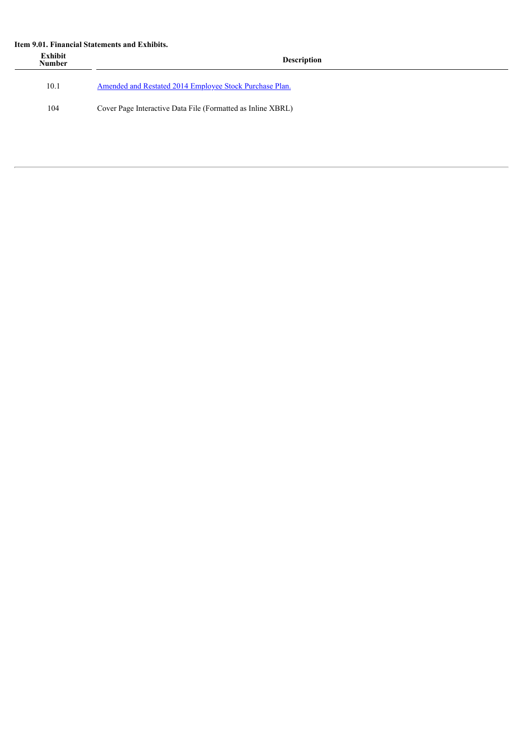**Item 9.01. Financial Statements and Exhibits.**

| Exhibit Number | Description |
|---|---|
| 10.1 | Amended and Restated 2014 Employee Stock Purchase Plan. |
| 104 | Cover Page Interactive Data File (Formatted as Inline XBRL) |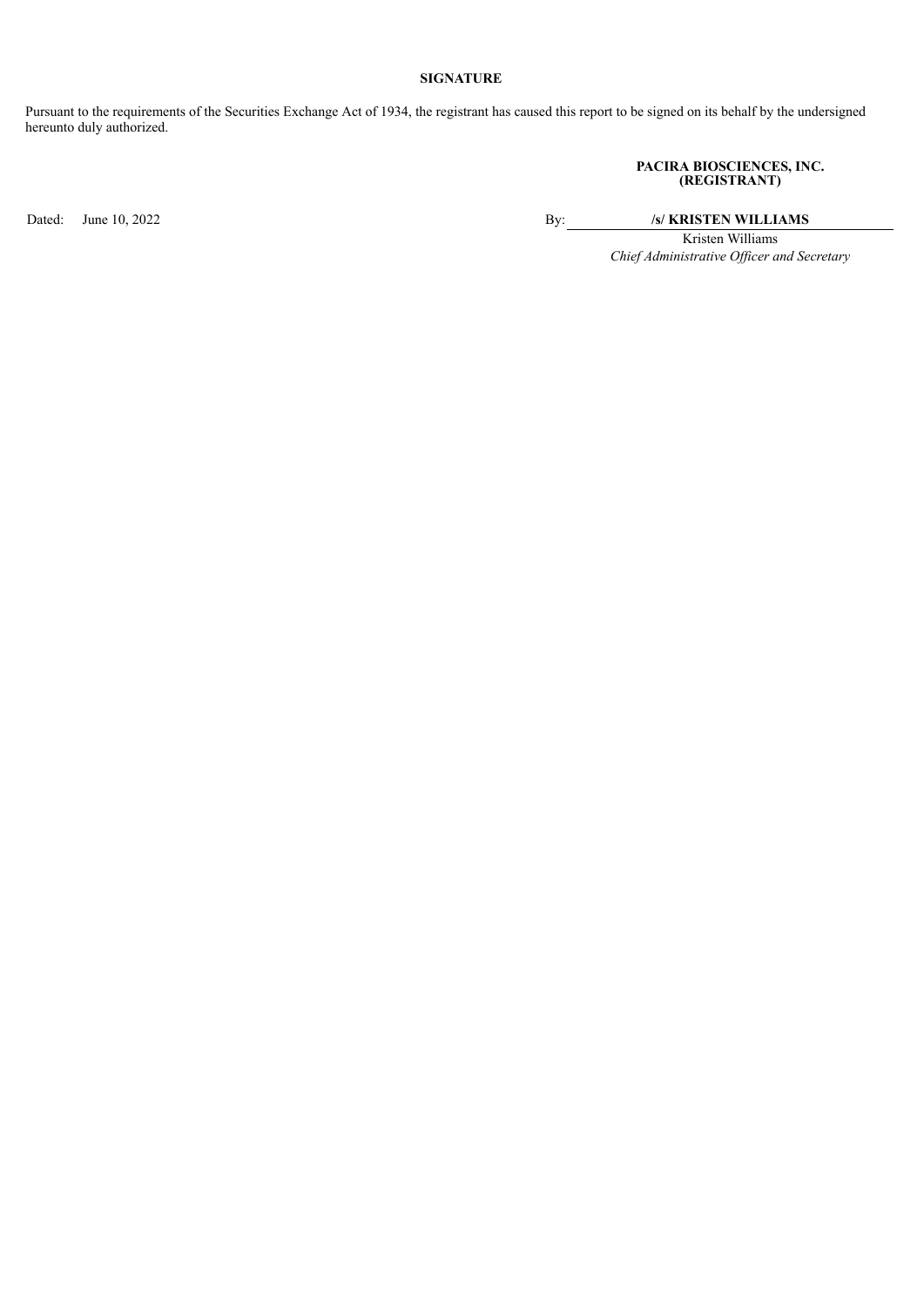## SIGNATURE

Pursuant to the requirements of the Securities Exchange Act of 1934, the registrant has caused this report to be signed on its behalf by the undersigned hereunto duly authorized.

**PACIRA BIOSCIENCES, INC.**
**(REGISTRANT)**

Dated: June 10, 2022

By: **/s/ KRISTEN WILLIAMS**

Kristen Williams
*Chief Administrative Officer and Secretary*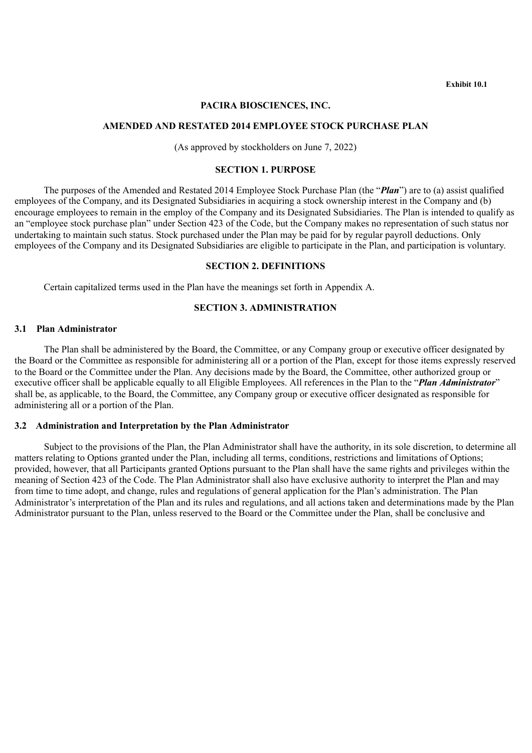**Exhibit 10.1**

# PACIRA BIOSCIENCES, INC.

## AMENDED AND RESTATED 2014 EMPLOYEE STOCK PURCHASE PLAN

(As approved by stockholders on June 7, 2022)

## SECTION 1. PURPOSE

The purposes of the Amended and Restated 2014 Employee Stock Purchase Plan (the "***Plan***") are to (a) assist qualified employees of the Company, and its Designated Subsidiaries in acquiring a stock ownership interest in the Company and (b) encourage employees to remain in the employ of the Company and its Designated Subsidiaries. The Plan is intended to qualify as an "employee stock purchase plan" under Section 423 of the Code, but the Company makes no representation of such status nor undertaking to maintain such status. Stock purchased under the Plan may be paid for by regular payroll deductions. Only employees of the Company and its Designated Subsidiaries are eligible to participate in the Plan, and participation is voluntary.

## SECTION 2. DEFINITIONS

Certain capitalized terms used in the Plan have the meanings set forth in Appendix A.

## SECTION 3. ADMINISTRATION

### 3.1 Plan Administrator

The Plan shall be administered by the Board, the Committee, or any Company group or executive officer designated by the Board or the Committee as responsible for administering all or a portion of the Plan, except for those items expressly reserved to the Board or the Committee under the Plan. Any decisions made by the Board, the Committee, other authorized group or executive officer shall be applicable equally to all Eligible Employees. All references in the Plan to the "***Plan Administrator***" shall be, as applicable, to the Board, the Committee, any Company group or executive officer designated as responsible for administering all or a portion of the Plan.

### 3.2 Administration and Interpretation by the Plan Administrator

Subject to the provisions of the Plan, the Plan Administrator shall have the authority, in its sole discretion, to determine all matters relating to Options granted under the Plan, including all terms, conditions, restrictions and limitations of Options; provided, however, that all Participants granted Options pursuant to the Plan shall have the same rights and privileges within the meaning of Section 423 of the Code. The Plan Administrator shall also have exclusive authority to interpret the Plan and may from time to time adopt, and change, rules and regulations of general application for the Plan's administration. The Plan Administrator's interpretation of the Plan and its rules and regulations, and all actions taken and determinations made by the Plan Administrator pursuant to the Plan, unless reserved to the Board or the Committee under the Plan, shall be conclusive and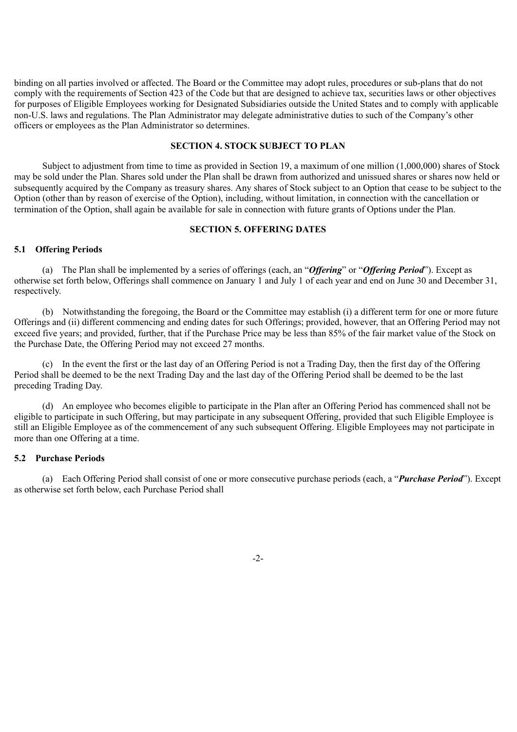binding on all parties involved or affected. The Board or the Committee may adopt rules, procedures or sub-plans that do not comply with the requirements of Section 423 of the Code but that are designed to achieve tax, securities laws or other objectives for purposes of Eligible Employees working for Designated Subsidiaries outside the United States and to comply with applicable non-U.S. laws and regulations. The Plan Administrator may delegate administrative duties to such of the Company's other officers or employees as the Plan Administrator so determines.

## SECTION 4. STOCK SUBJECT TO PLAN

Subject to adjustment from time to time as provided in Section 19, a maximum of one million (1,000,000) shares of Stock may be sold under the Plan. Shares sold under the Plan shall be drawn from authorized and unissued shares or shares now held or subsequently acquired by the Company as treasury shares. Any shares of Stock subject to an Option that cease to be subject to the Option (other than by reason of exercise of the Option), including, without limitation, in connection with the cancellation or termination of the Option, shall again be available for sale in connection with future grants of Options under the Plan.

## SECTION 5. OFFERING DATES

### 5.1 Offering Periods

(a) The Plan shall be implemented by a series of offerings (each, an "***Offering***" or "***Offering Period***"). Except as otherwise set forth below, Offerings shall commence on January 1 and July 1 of each year and end on June 30 and December 31, respectively.

(b) Notwithstanding the foregoing, the Board or the Committee may establish (i) a different term for one or more future Offerings and (ii) different commencing and ending dates for such Offerings; provided, however, that an Offering Period may not exceed five years; and provided, further, that if the Purchase Price may be less than 85% of the fair market value of the Stock on the Purchase Date, the Offering Period may not exceed 27 months.

(c) In the event the first or the last day of an Offering Period is not a Trading Day, then the first day of the Offering Period shall be deemed to be the next Trading Day and the last day of the Offering Period shall be deemed to be the last preceding Trading Day.

(d) An employee who becomes eligible to participate in the Plan after an Offering Period has commenced shall not be eligible to participate in such Offering, but may participate in any subsequent Offering, provided that such Eligible Employee is still an Eligible Employee as of the commencement of any such subsequent Offering. Eligible Employees may not participate in more than one Offering at a time.

### 5.2 Purchase Periods

(a) Each Offering Period shall consist of one or more consecutive purchase periods (each, a "***Purchase Period***"). Except as otherwise set forth below, each Purchase Period shall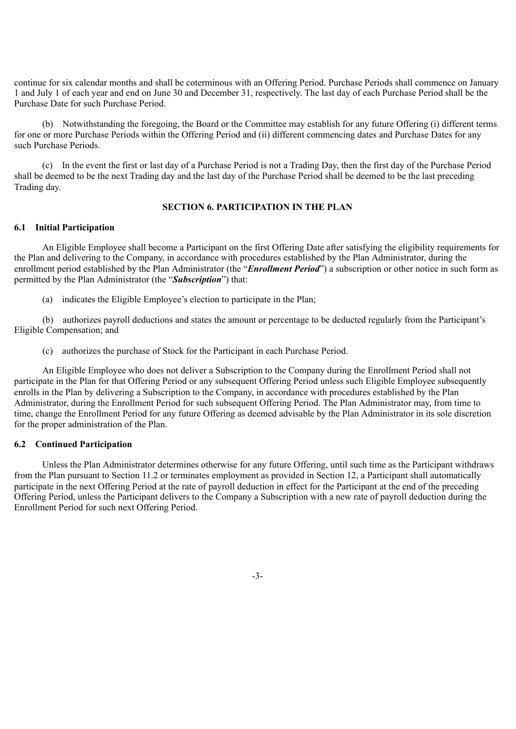continue for six calendar months and shall be coterminous with an Offering Period. Purchase Periods shall commence on January 1 and July 1 of each year and end on June 30 and December 31, respectively. The last day of each Purchase Period shall be the Purchase Date for such Purchase Period.

(b) Notwithstanding the foregoing, the Board or the Committee may establish for any future Offering (i) different terms for one or more Purchase Periods within the Offering Period and (ii) different commencing dates and Purchase Dates for any such Purchase Periods.

(c) In the event the first or last day of a Purchase Period is not a Trading Day, then the first day of the Purchase Period shall be deemed to be the next Trading day and the last day of the Purchase Period shall be deemed to be the last preceding Trading day.

## SECTION 6. PARTICIPATION IN THE PLAN

### 6.1 Initial Participation

An Eligible Employee shall become a Participant on the first Offering Date after satisfying the eligibility requirements for the Plan and delivering to the Company, in accordance with procedures established by the Plan Administrator, during the enrollment period established by the Plan Administrator (the "***Enrollment Period***") a subscription or other notice in such form as permitted by the Plan Administrator (the "***Subscription***") that:

(a) indicates the Eligible Employee's election to participate in the Plan;

(b) authorizes payroll deductions and states the amount or percentage to be deducted regularly from the Participant's Eligible Compensation; and

(c) authorizes the purchase of Stock for the Participant in each Purchase Period.

An Eligible Employee who does not deliver a Subscription to the Company during the Enrollment Period shall not participate in the Plan for that Offering Period or any subsequent Offering Period unless such Eligible Employee subsequently enrolls in the Plan by delivering a Subscription to the Company, in accordance with procedures established by the Plan Administrator, during the Enrollment Period for such subsequent Offering Period. The Plan Administrator may, from time to time, change the Enrollment Period for any future Offering as deemed advisable by the Plan Administrator in its sole discretion for the proper administration of the Plan.

### 6.2 Continued Participation

Unless the Plan Administrator determines otherwise for any future Offering, until such time as the Participant withdraws from the Plan pursuant to Section 11.2 or terminates employment as provided in Section 12, a Participant shall automatically participate in the next Offering Period at the rate of payroll deduction in effect for the Participant at the end of the preceding Offering Period, unless the Participant delivers to the Company a Subscription with a new rate of payroll deduction during the Enrollment Period for such next Offering Period.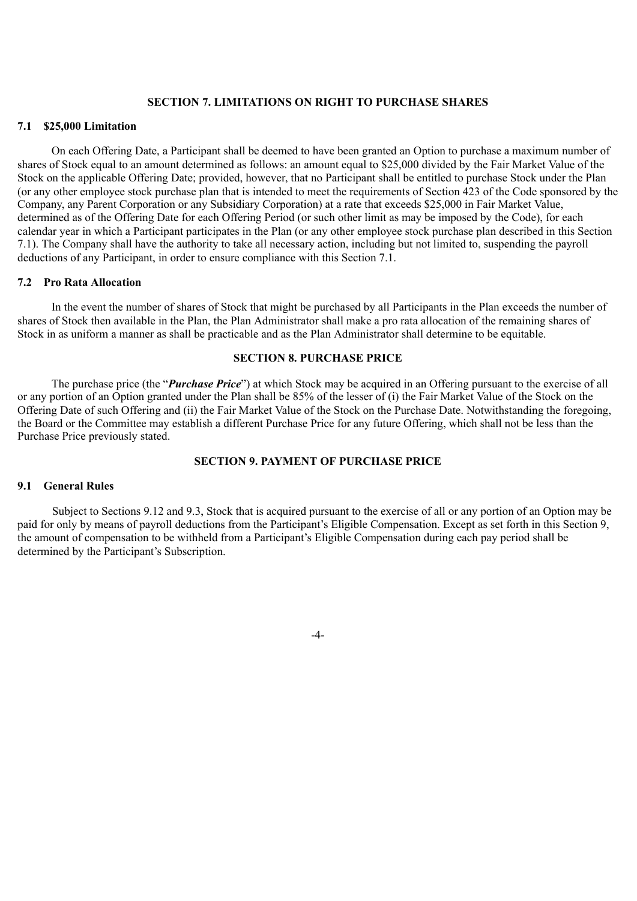## SECTION 7. LIMITATIONS ON RIGHT TO PURCHASE SHARES

### 7.1 $25,000 Limitation

On each Offering Date, a Participant shall be deemed to have been granted an Option to purchase a maximum number of shares of Stock equal to an amount determined as follows: an amount equal to $25,000 divided by the Fair Market Value of the Stock on the applicable Offering Date; provided, however, that no Participant shall be entitled to purchase Stock under the Plan (or any other employee stock purchase plan that is intended to meet the requirements of Section 423 of the Code sponsored by the Company, any Parent Corporation or any Subsidiary Corporation) at a rate that exceeds $25,000 in Fair Market Value, determined as of the Offering Date for each Offering Period (or such other limit as may be imposed by the Code), for each calendar year in which a Participant participates in the Plan (or any other employee stock purchase plan described in this Section 7.1). The Company shall have the authority to take all necessary action, including but not limited to, suspending the payroll deductions of any Participant, in order to ensure compliance with this Section 7.1.

### 7.2 Pro Rata Allocation

In the event the number of shares of Stock that might be purchased by all Participants in the Plan exceeds the number of shares of Stock then available in the Plan, the Plan Administrator shall make a pro rata allocation of the remaining shares of Stock in as uniform a manner as shall be practicable and as the Plan Administrator shall determine to be equitable.

## SECTION 8. PURCHASE PRICE

The purchase price (the "***Purchase Price***") at which Stock may be acquired in an Offering pursuant to the exercise of all or any portion of an Option granted under the Plan shall be 85% of the lesser of (i) the Fair Market Value of the Stock on the Offering Date of such Offering and (ii) the Fair Market Value of the Stock on the Purchase Date. Notwithstanding the foregoing, the Board or the Committee may establish a different Purchase Price for any future Offering, which shall not be less than the Purchase Price previously stated.

## SECTION 9. PAYMENT OF PURCHASE PRICE

### 9.1 General Rules

Subject to Sections 9.12 and 9.3, Stock that is acquired pursuant to the exercise of all or any portion of an Option may be paid for only by means of payroll deductions from the Participant's Eligible Compensation. Except as set forth in this Section 9, the amount of compensation to be withheld from a Participant's Eligible Compensation during each pay period shall be determined by the Participant's Subscription.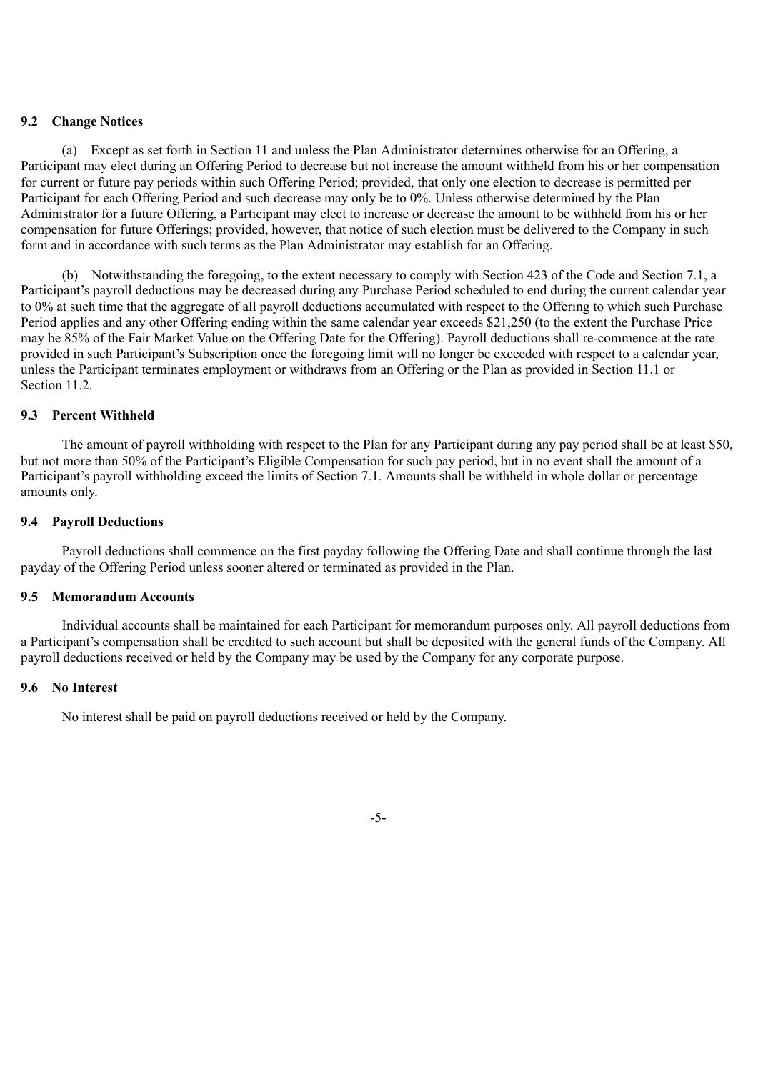### 9.2 Change Notices

(a) Except as set forth in Section 11 and unless the Plan Administrator determines otherwise for an Offering, a Participant may elect during an Offering Period to decrease but not increase the amount withheld from his or her compensation for current or future pay periods within such Offering Period; provided, that only one election to decrease is permitted per Participant for each Offering Period and such decrease may only be to 0%. Unless otherwise determined by the Plan Administrator for a future Offering, a Participant may elect to increase or decrease the amount to be withheld from his or her compensation for future Offerings; provided, however, that notice of such election must be delivered to the Company in such form and in accordance with such terms as the Plan Administrator may establish for an Offering.

(b) Notwithstanding the foregoing, to the extent necessary to comply with Section 423 of the Code and Section 7.1, a Participant's payroll deductions may be decreased during any Purchase Period scheduled to end during the current calendar year to 0% at such time that the aggregate of all payroll deductions accumulated with respect to the Offering to which such Purchase Period applies and any other Offering ending within the same calendar year exceeds $21,250 (to the extent the Purchase Price may be 85% of the Fair Market Value on the Offering Date for the Offering). Payroll deductions shall re-commence at the rate provided in such Participant's Subscription once the foregoing limit will no longer be exceeded with respect to a calendar year, unless the Participant terminates employment or withdraws from an Offering or the Plan as provided in Section 11.1 or Section 11.2.

### 9.3 Percent Withheld

The amount of payroll withholding with respect to the Plan for any Participant during any pay period shall be at least $50, but not more than 50% of the Participant's Eligible Compensation for such pay period, but in no event shall the amount of a Participant's payroll withholding exceed the limits of Section 7.1. Amounts shall be withheld in whole dollar or percentage amounts only.

### 9.4 Payroll Deductions

Payroll deductions shall commence on the first payday following the Offering Date and shall continue through the last payday of the Offering Period unless sooner altered or terminated as provided in the Plan.

### 9.5 Memorandum Accounts

Individual accounts shall be maintained for each Participant for memorandum purposes only. All payroll deductions from a Participant's compensation shall be credited to such account but shall be deposited with the general funds of the Company. All payroll deductions received or held by the Company may be used by the Company for any corporate purpose.

### 9.6 No Interest

No interest shall be paid on payroll deductions received or held by the Company.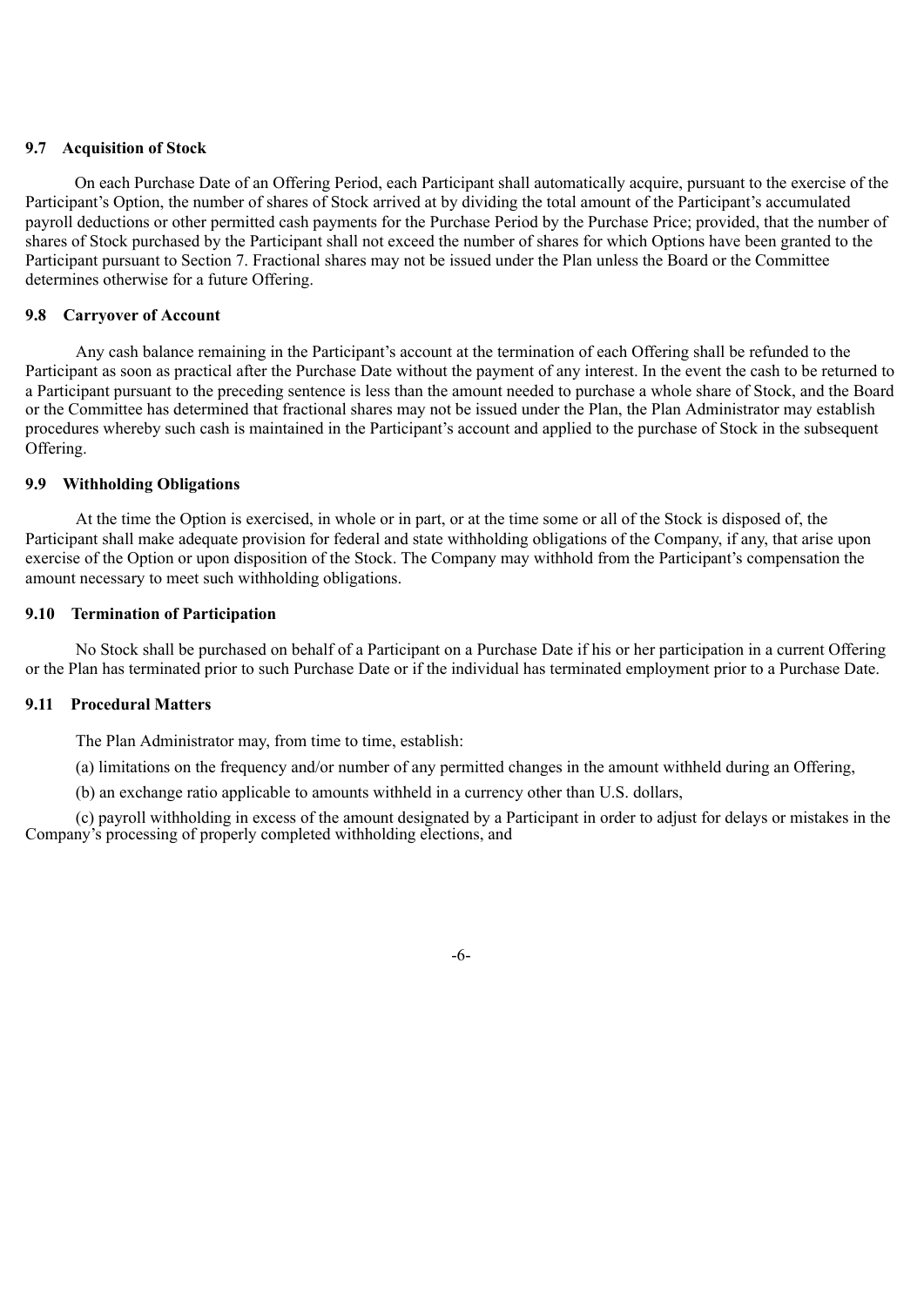### 9.7 Acquisition of Stock

On each Purchase Date of an Offering Period, each Participant shall automatically acquire, pursuant to the exercise of the Participant's Option, the number of shares of Stock arrived at by dividing the total amount of the Participant's accumulated payroll deductions or other permitted cash payments for the Purchase Period by the Purchase Price; provided, that the number of shares of Stock purchased by the Participant shall not exceed the number of shares for which Options have been granted to the Participant pursuant to Section 7. Fractional shares may not be issued under the Plan unless the Board or the Committee determines otherwise for a future Offering.

### 9.8 Carryover of Account

Any cash balance remaining in the Participant's account at the termination of each Offering shall be refunded to the Participant as soon as practical after the Purchase Date without the payment of any interest. In the event the cash to be returned to a Participant pursuant to the preceding sentence is less than the amount needed to purchase a whole share of Stock, and the Board or the Committee has determined that fractional shares may not be issued under the Plan, the Plan Administrator may establish procedures whereby such cash is maintained in the Participant's account and applied to the purchase of Stock in the subsequent Offering.

### 9.9 Withholding Obligations

At the time the Option is exercised, in whole or in part, or at the time some or all of the Stock is disposed of, the Participant shall make adequate provision for federal and state withholding obligations of the Company, if any, that arise upon exercise of the Option or upon disposition of the Stock. The Company may withhold from the Participant's compensation the amount necessary to meet such withholding obligations.

### 9.10 Termination of Participation

No Stock shall be purchased on behalf of a Participant on a Purchase Date if his or her participation in a current Offering or the Plan has terminated prior to such Purchase Date or if the individual has terminated employment prior to a Purchase Date.

### 9.11 Procedural Matters

The Plan Administrator may, from time to time, establish:

(a) limitations on the frequency and/or number of any permitted changes in the amount withheld during an Offering,

(b) an exchange ratio applicable to amounts withheld in a currency other than U.S. dollars,

(c) payroll withholding in excess of the amount designated by a Participant in order to adjust for delays or mistakes in the Company's processing of properly completed withholding elections, and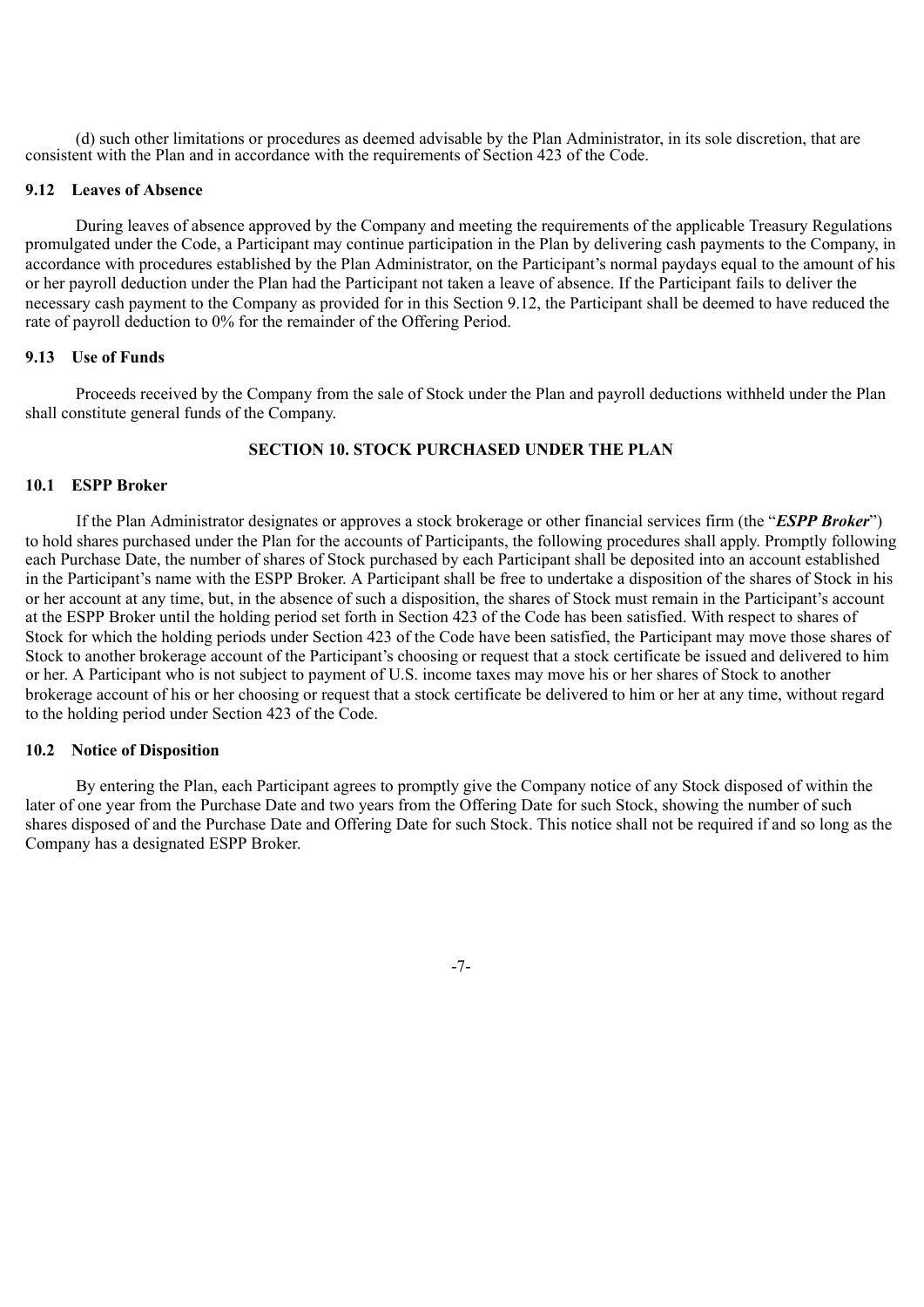(d) such other limitations or procedures as deemed advisable by the Plan Administrator, in its sole discretion, that are consistent with the Plan and in accordance with the requirements of Section 423 of the Code.

### 9.12 Leaves of Absence

During leaves of absence approved by the Company and meeting the requirements of the applicable Treasury Regulations promulgated under the Code, a Participant may continue participation in the Plan by delivering cash payments to the Company, in accordance with procedures established by the Plan Administrator, on the Participant's normal paydays equal to the amount of his or her payroll deduction under the Plan had the Participant not taken a leave of absence. If the Participant fails to deliver the necessary cash payment to the Company as provided for in this Section 9.12, the Participant shall be deemed to have reduced the rate of payroll deduction to 0% for the remainder of the Offering Period.

### 9.13 Use of Funds

Proceeds received by the Company from the sale of Stock under the Plan and payroll deductions withheld under the Plan shall constitute general funds of the Company.

## SECTION 10. STOCK PURCHASED UNDER THE PLAN

### 10.1 ESPP Broker

If the Plan Administrator designates or approves a stock brokerage or other financial services firm (the "***ESPP Broker***") to hold shares purchased under the Plan for the accounts of Participants, the following procedures shall apply. Promptly following each Purchase Date, the number of shares of Stock purchased by each Participant shall be deposited into an account established in the Participant's name with the ESPP Broker. A Participant shall be free to undertake a disposition of the shares of Stock in his or her account at any time, but, in the absence of such a disposition, the shares of Stock must remain in the Participant's account at the ESPP Broker until the holding period set forth in Section 423 of the Code has been satisfied. With respect to shares of Stock for which the holding periods under Section 423 of the Code have been satisfied, the Participant may move those shares of Stock to another brokerage account of the Participant's choosing or request that a stock certificate be issued and delivered to him or her. A Participant who is not subject to payment of U.S. income taxes may move his or her shares of Stock to another brokerage account of his or her choosing or request that a stock certificate be delivered to him or her at any time, without regard to the holding period under Section 423 of the Code.

### 10.2 Notice of Disposition

By entering the Plan, each Participant agrees to promptly give the Company notice of any Stock disposed of within the later of one year from the Purchase Date and two years from the Offering Date for such Stock, showing the number of such shares disposed of and the Purchase Date and Offering Date for such Stock. This notice shall not be required if and so long as the Company has a designated ESPP Broker.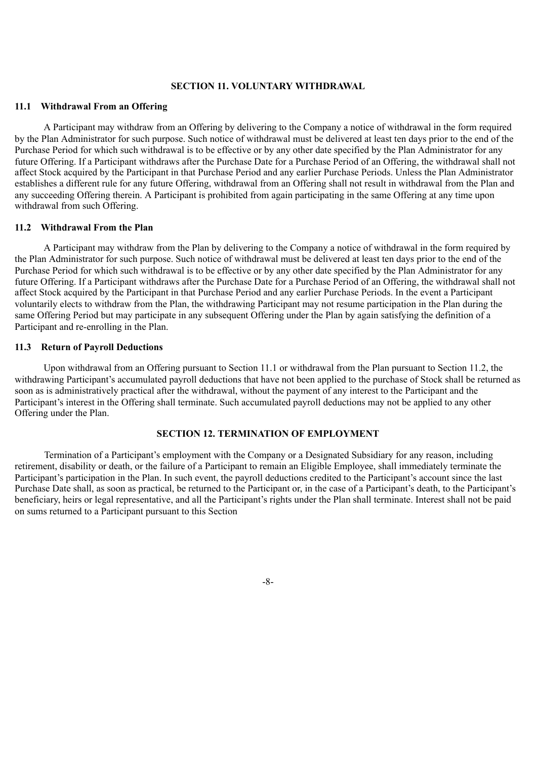## SECTION 11. VOLUNTARY WITHDRAWAL

### 11.1 Withdrawal From an Offering

A Participant may withdraw from an Offering by delivering to the Company a notice of withdrawal in the form required by the Plan Administrator for such purpose. Such notice of withdrawal must be delivered at least ten days prior to the end of the Purchase Period for which such withdrawal is to be effective or by any other date specified by the Plan Administrator for any future Offering. If a Participant withdraws after the Purchase Date for a Purchase Period of an Offering, the withdrawal shall not affect Stock acquired by the Participant in that Purchase Period and any earlier Purchase Periods. Unless the Plan Administrator establishes a different rule for any future Offering, withdrawal from an Offering shall not result in withdrawal from the Plan and any succeeding Offering therein. A Participant is prohibited from again participating in the same Offering at any time upon withdrawal from such Offering.

### 11.2 Withdrawal From the Plan

A Participant may withdraw from the Plan by delivering to the Company a notice of withdrawal in the form required by the Plan Administrator for such purpose. Such notice of withdrawal must be delivered at least ten days prior to the end of the Purchase Period for which such withdrawal is to be effective or by any other date specified by the Plan Administrator for any future Offering. If a Participant withdraws after the Purchase Date for a Purchase Period of an Offering, the withdrawal shall not affect Stock acquired by the Participant in that Purchase Period and any earlier Purchase Periods. In the event a Participant voluntarily elects to withdraw from the Plan, the withdrawing Participant may not resume participation in the Plan during the same Offering Period but may participate in any subsequent Offering under the Plan by again satisfying the definition of a Participant and re-enrolling in the Plan.

### 11.3 Return of Payroll Deductions

Upon withdrawal from an Offering pursuant to Section 11.1 or withdrawal from the Plan pursuant to Section 11.2, the withdrawing Participant's accumulated payroll deductions that have not been applied to the purchase of Stock shall be returned as soon as is administratively practical after the withdrawal, without the payment of any interest to the Participant and the Participant's interest in the Offering shall terminate. Such accumulated payroll deductions may not be applied to any other Offering under the Plan.

## SECTION 12. TERMINATION OF EMPLOYMENT

Termination of a Participant's employment with the Company or a Designated Subsidiary for any reason, including retirement, disability or death, or the failure of a Participant to remain an Eligible Employee, shall immediately terminate the Participant's participation in the Plan. In such event, the payroll deductions credited to the Participant's account since the last Purchase Date shall, as soon as practical, be returned to the Participant or, in the case of a Participant's death, to the Participant's beneficiary, heirs or legal representative, and all the Participant's rights under the Plan shall terminate. Interest shall not be paid on sums returned to a Participant pursuant to this Section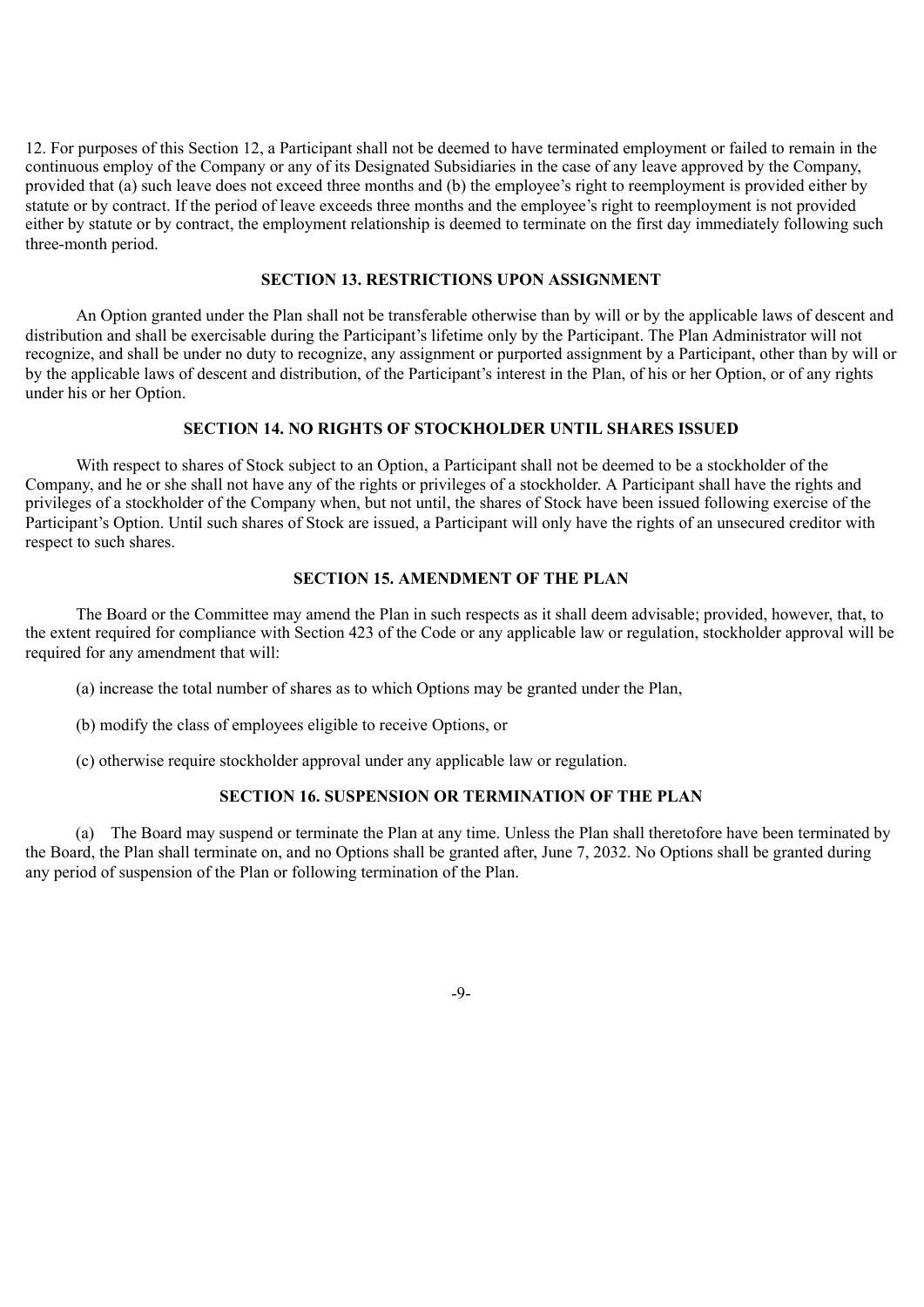12. For purposes of this Section 12, a Participant shall not be deemed to have terminated employment or failed to remain in the continuous employ of the Company or any of its Designated Subsidiaries in the case of any leave approved by the Company, provided that (a) such leave does not exceed three months and (b) the employee's right to reemployment is provided either by statute or by contract. If the period of leave exceeds three months and the employee's right to reemployment is not provided either by statute or by contract, the employment relationship is deemed to terminate on the first day immediately following such three-month period.

## SECTION 13. RESTRICTIONS UPON ASSIGNMENT

An Option granted under the Plan shall not be transferable otherwise than by will or by the applicable laws of descent and distribution and shall be exercisable during the Participant's lifetime only by the Participant. The Plan Administrator will not recognize, and shall be under no duty to recognize, any assignment or purported assignment by a Participant, other than by will or by the applicable laws of descent and distribution, of the Participant's interest in the Plan, of his or her Option, or of any rights under his or her Option.

## SECTION 14. NO RIGHTS OF STOCKHOLDER UNTIL SHARES ISSUED

With respect to shares of Stock subject to an Option, a Participant shall not be deemed to be a stockholder of the Company, and he or she shall not have any of the rights or privileges of a stockholder. A Participant shall have the rights and privileges of a stockholder of the Company when, but not until, the shares of Stock have been issued following exercise of the Participant's Option. Until such shares of Stock are issued, a Participant will only have the rights of an unsecured creditor with respect to such shares.

## SECTION 15. AMENDMENT OF THE PLAN

The Board or the Committee may amend the Plan in such respects as it shall deem advisable; provided, however, that, to the extent required for compliance with Section 423 of the Code or any applicable law or regulation, stockholder approval will be required for any amendment that will:

(a) increase the total number of shares as to which Options may be granted under the Plan,

(b) modify the class of employees eligible to receive Options, or

(c) otherwise require stockholder approval under any applicable law or regulation.

## SECTION 16. SUSPENSION OR TERMINATION OF THE PLAN

(a) The Board may suspend or terminate the Plan at any time. Unless the Plan shall theretofore have been terminated by the Board, the Plan shall terminate on, and no Options shall be granted after, June 7, 2032. No Options shall be granted during any period of suspension of the Plan or following termination of the Plan.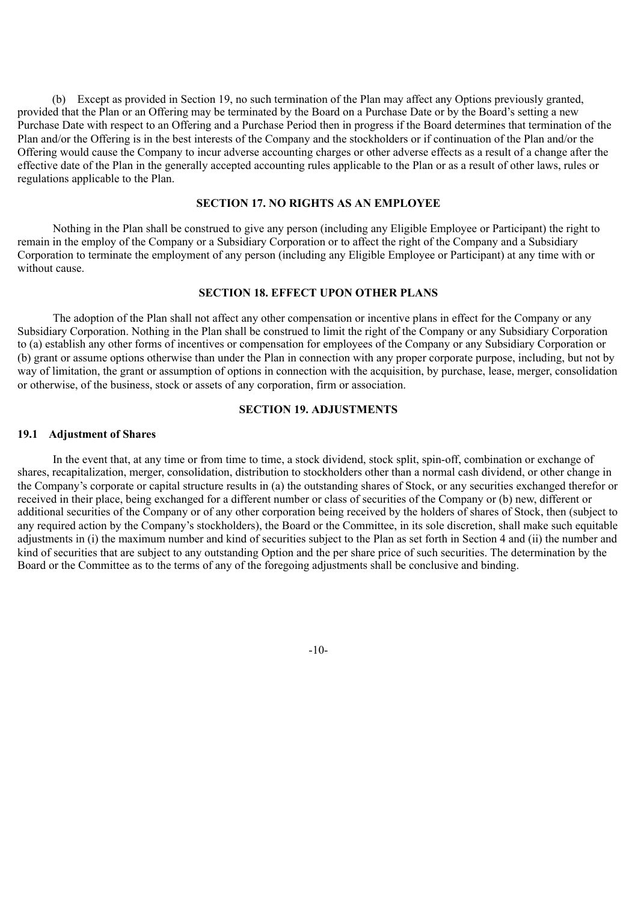(b) Except as provided in Section 19, no such termination of the Plan may affect any Options previously granted, provided that the Plan or an Offering may be terminated by the Board on a Purchase Date or by the Board's setting a new Purchase Date with respect to an Offering and a Purchase Period then in progress if the Board determines that termination of the Plan and/or the Offering is in the best interests of the Company and the stockholders or if continuation of the Plan and/or the Offering would cause the Company to incur adverse accounting charges or other adverse effects as a result of a change after the effective date of the Plan in the generally accepted accounting rules applicable to the Plan or as a result of other laws, rules or regulations applicable to the Plan.

## SECTION 17. NO RIGHTS AS AN EMPLOYEE

Nothing in the Plan shall be construed to give any person (including any Eligible Employee or Participant) the right to remain in the employ of the Company or a Subsidiary Corporation or to affect the right of the Company and a Subsidiary Corporation to terminate the employment of any person (including any Eligible Employee or Participant) at any time with or without cause.

## SECTION 18. EFFECT UPON OTHER PLANS

The adoption of the Plan shall not affect any other compensation or incentive plans in effect for the Company or any Subsidiary Corporation. Nothing in the Plan shall be construed to limit the right of the Company or any Subsidiary Corporation to (a) establish any other forms of incentives or compensation for employees of the Company or any Subsidiary Corporation or (b) grant or assume options otherwise than under the Plan in connection with any proper corporate purpose, including, but not by way of limitation, the grant or assumption of options in connection with the acquisition, by purchase, lease, merger, consolidation or otherwise, of the business, stock or assets of any corporation, firm or association.

## SECTION 19. ADJUSTMENTS

### 19.1 Adjustment of Shares

In the event that, at any time or from time to time, a stock dividend, stock split, spin-off, combination or exchange of shares, recapitalization, merger, consolidation, distribution to stockholders other than a normal cash dividend, or other change in the Company's corporate or capital structure results in (a) the outstanding shares of Stock, or any securities exchanged therefor or received in their place, being exchanged for a different number or class of securities of the Company or (b) new, different or additional securities of the Company or of any other corporation being received by the holders of shares of Stock, then (subject to any required action by the Company's stockholders), the Board or the Committee, in its sole discretion, shall make such equitable adjustments in (i) the maximum number and kind of securities subject to the Plan as set forth in Section 4 and (ii) the number and kind of securities that are subject to any outstanding Option and the per share price of such securities. The determination by the Board or the Committee as to the terms of any of the foregoing adjustments shall be conclusive and binding.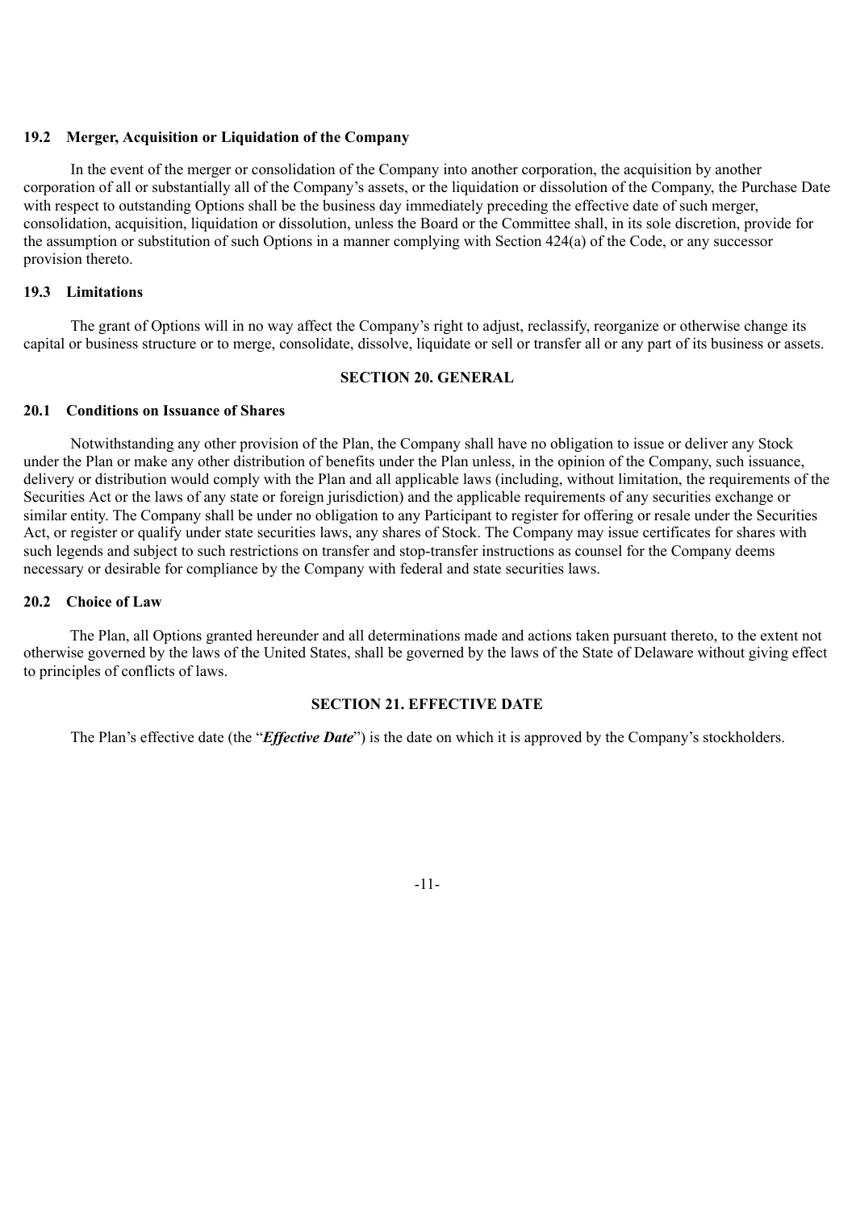### 19.2 Merger, Acquisition or Liquidation of the Company

In the event of the merger or consolidation of the Company into another corporation, the acquisition by another corporation of all or substantially all of the Company's assets, or the liquidation or dissolution of the Company, the Purchase Date with respect to outstanding Options shall be the business day immediately preceding the effective date of such merger, consolidation, acquisition, liquidation or dissolution, unless the Board or the Committee shall, in its sole discretion, provide for the assumption or substitution of such Options in a manner complying with Section 424(a) of the Code, or any successor provision thereto.

### 19.3 Limitations

The grant of Options will in no way affect the Company's right to adjust, reclassify, reorganize or otherwise change its capital or business structure or to merge, consolidate, dissolve, liquidate or sell or transfer all or any part of its business or assets.

## SECTION 20. GENERAL

### 20.1 Conditions on Issuance of Shares

Notwithstanding any other provision of the Plan, the Company shall have no obligation to issue or deliver any Stock under the Plan or make any other distribution of benefits under the Plan unless, in the opinion of the Company, such issuance, delivery or distribution would comply with the Plan and all applicable laws (including, without limitation, the requirements of the Securities Act or the laws of any state or foreign jurisdiction) and the applicable requirements of any securities exchange or similar entity. The Company shall be under no obligation to any Participant to register for offering or resale under the Securities Act, or register or qualify under state securities laws, any shares of Stock. The Company may issue certificates for shares with such legends and subject to such restrictions on transfer and stop-transfer instructions as counsel for the Company deems necessary or desirable for compliance by the Company with federal and state securities laws.

### 20.2 Choice of Law

The Plan, all Options granted hereunder and all determinations made and actions taken pursuant thereto, to the extent not otherwise governed by the laws of the United States, shall be governed by the laws of the State of Delaware without giving effect to principles of conflicts of laws.

## SECTION 21. EFFECTIVE DATE

The Plan's effective date (the "***Effective Date***") is the date on which it is approved by the Company's stockholders.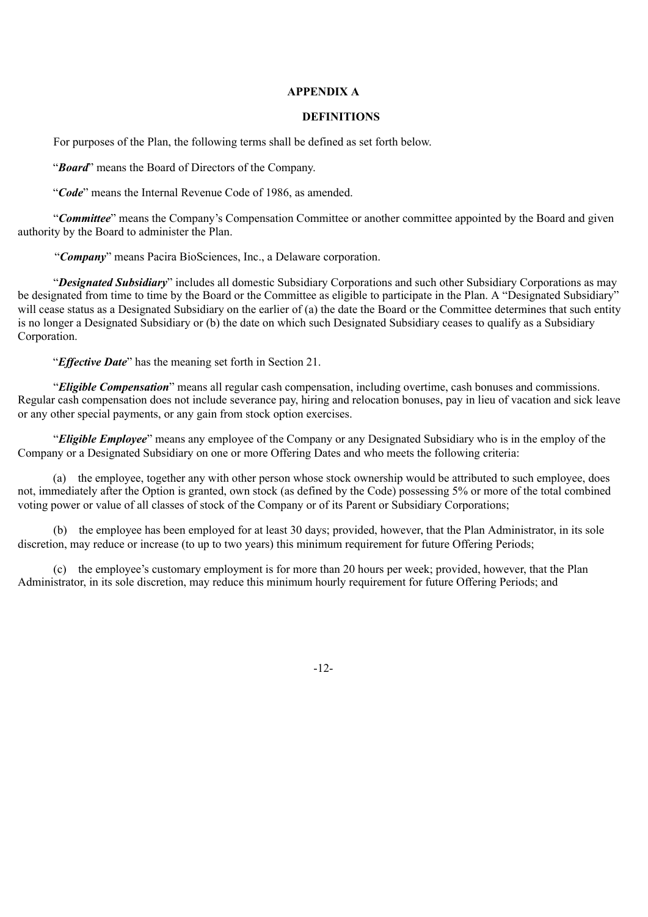## APPENDIX A

## DEFINITIONS

For purposes of the Plan, the following terms shall be defined as set forth below.

"***Board***" means the Board of Directors of the Company.

"***Code***" means the Internal Revenue Code of 1986, as amended.

"***Committee***" means the Company's Compensation Committee or another committee appointed by the Board and given authority by the Board to administer the Plan.

"***Company***" means Pacira BioSciences, Inc., a Delaware corporation.

"***Designated Subsidiary***" includes all domestic Subsidiary Corporations and such other Subsidiary Corporations as may be designated from time to time by the Board or the Committee as eligible to participate in the Plan. A "Designated Subsidiary" will cease status as a Designated Subsidiary on the earlier of (a) the date the Board or the Committee determines that such entity is no longer a Designated Subsidiary or (b) the date on which such Designated Subsidiary ceases to qualify as a Subsidiary Corporation.

"***Effective Date***" has the meaning set forth in Section 21.

"***Eligible Compensation***" means all regular cash compensation, including overtime, cash bonuses and commissions. Regular cash compensation does not include severance pay, hiring and relocation bonuses, pay in lieu of vacation and sick leave or any other special payments, or any gain from stock option exercises.

"***Eligible Employee***" means any employee of the Company or any Designated Subsidiary who is in the employ of the Company or a Designated Subsidiary on one or more Offering Dates and who meets the following criteria:

(a) the employee, together any with other person whose stock ownership would be attributed to such employee, does not, immediately after the Option is granted, own stock (as defined by the Code) possessing 5% or more of the total combined voting power or value of all classes of stock of the Company or of its Parent or Subsidiary Corporations;

(b) the employee has been employed for at least 30 days; provided, however, that the Plan Administrator, in its sole discretion, may reduce or increase (to up to two years) this minimum requirement for future Offering Periods;

(c) the employee's customary employment is for more than 20 hours per week; provided, however, that the Plan Administrator, in its sole discretion, may reduce this minimum hourly requirement for future Offering Periods; and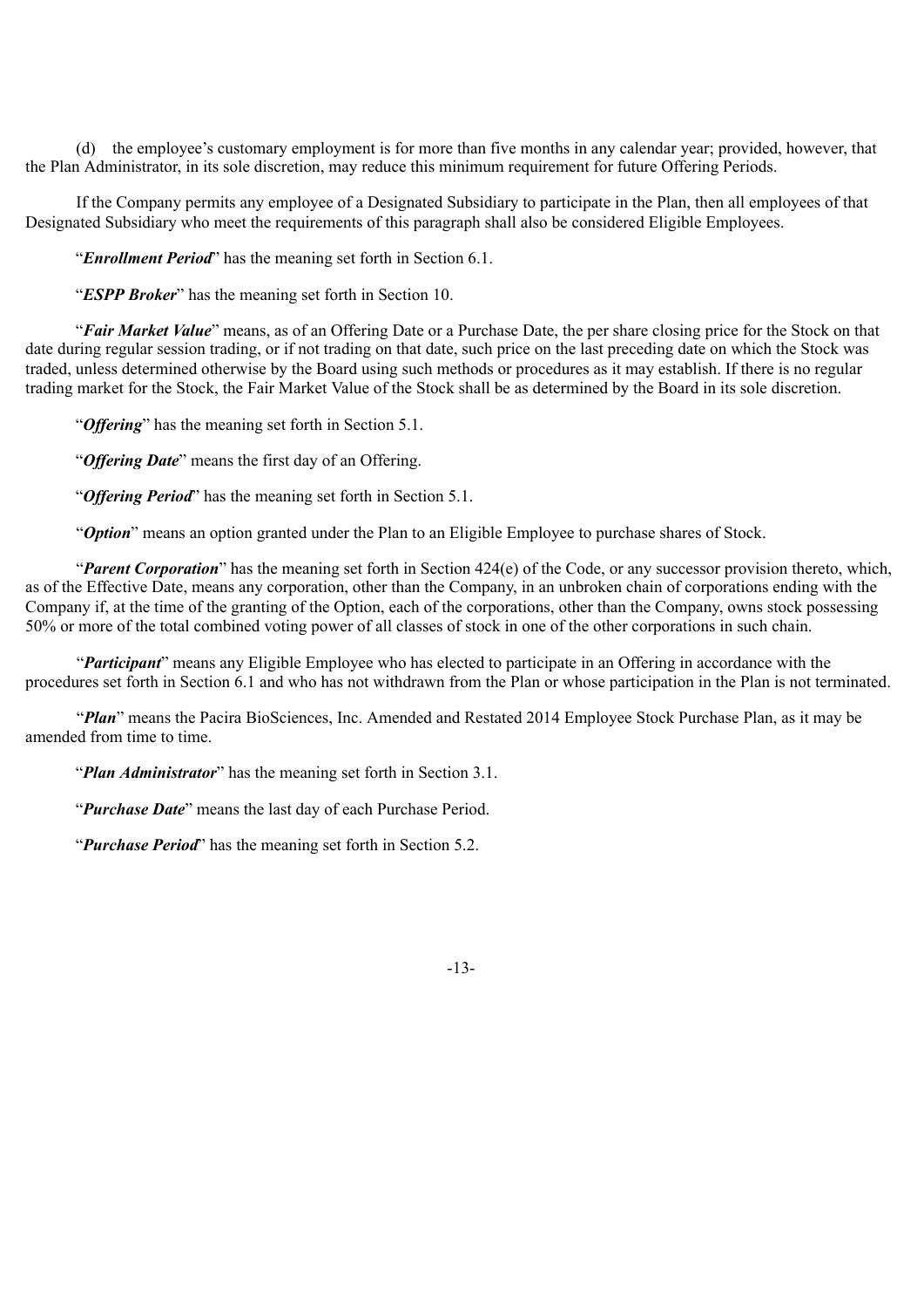(d) the employee's customary employment is for more than five months in any calendar year; provided, however, that the Plan Administrator, in its sole discretion, may reduce this minimum requirement for future Offering Periods.

If the Company permits any employee of a Designated Subsidiary to participate in the Plan, then all employees of that Designated Subsidiary who meet the requirements of this paragraph shall also be considered Eligible Employees.

"***Enrollment Period***" has the meaning set forth in Section 6.1.

"***ESPP Broker***" has the meaning set forth in Section 10.

"***Fair Market Value***" means, as of an Offering Date or a Purchase Date, the per share closing price for the Stock on that date during regular session trading, or if not trading on that date, such price on the last preceding date on which the Stock was traded, unless determined otherwise by the Board using such methods or procedures as it may establish. If there is no regular trading market for the Stock, the Fair Market Value of the Stock shall be as determined by the Board in its sole discretion.

"***Offering***" has the meaning set forth in Section 5.1.

"***Offering Date***" means the first day of an Offering.

"***Offering Period***" has the meaning set forth in Section 5.1.

"***Option***" means an option granted under the Plan to an Eligible Employee to purchase shares of Stock.

"***Parent Corporation***" has the meaning set forth in Section 424(e) of the Code, or any successor provision thereto, which, as of the Effective Date, means any corporation, other than the Company, in an unbroken chain of corporations ending with the Company if, at the time of the granting of the Option, each of the corporations, other than the Company, owns stock possessing 50% or more of the total combined voting power of all classes of stock in one of the other corporations in such chain.

"***Participant***" means any Eligible Employee who has elected to participate in an Offering in accordance with the procedures set forth in Section 6.1 and who has not withdrawn from the Plan or whose participation in the Plan is not terminated.

"***Plan***" means the Pacira BioSciences, Inc. Amended and Restated 2014 Employee Stock Purchase Plan, as it may be amended from time to time.

"***Plan Administrator***" has the meaning set forth in Section 3.1.

"***Purchase Date***" means the last day of each Purchase Period.

"***Purchase Period***" has the meaning set forth in Section 5.2.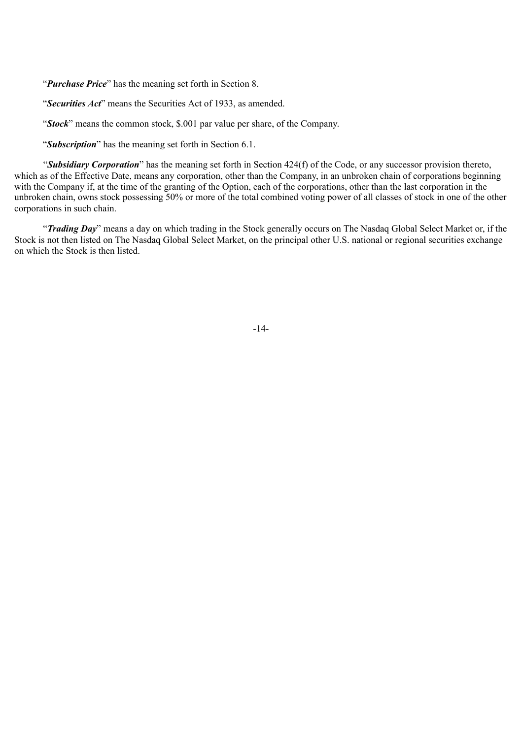"***Purchase Price***" has the meaning set forth in Section 8.

"***Securities Act***" means the Securities Act of 1933, as amended.

"***Stock***" means the common stock, $.001 par value per share, of the Company.

"***Subscription***" has the meaning set forth in Section 6.1.

"***Subsidiary Corporation***" has the meaning set forth in Section 424(f) of the Code, or any successor provision thereto, which as of the Effective Date, means any corporation, other than the Company, in an unbroken chain of corporations beginning with the Company if, at the time of the granting of the Option, each of the corporations, other than the last corporation in the unbroken chain, owns stock possessing 50% or more of the total combined voting power of all classes of stock in one of the other corporations in such chain.

"***Trading Day***" means a day on which trading in the Stock generally occurs on The Nasdaq Global Select Market or, if the Stock is not then listed on The Nasdaq Global Select Market, on the principal other U.S. national or regional securities exchange on which the Stock is then listed.